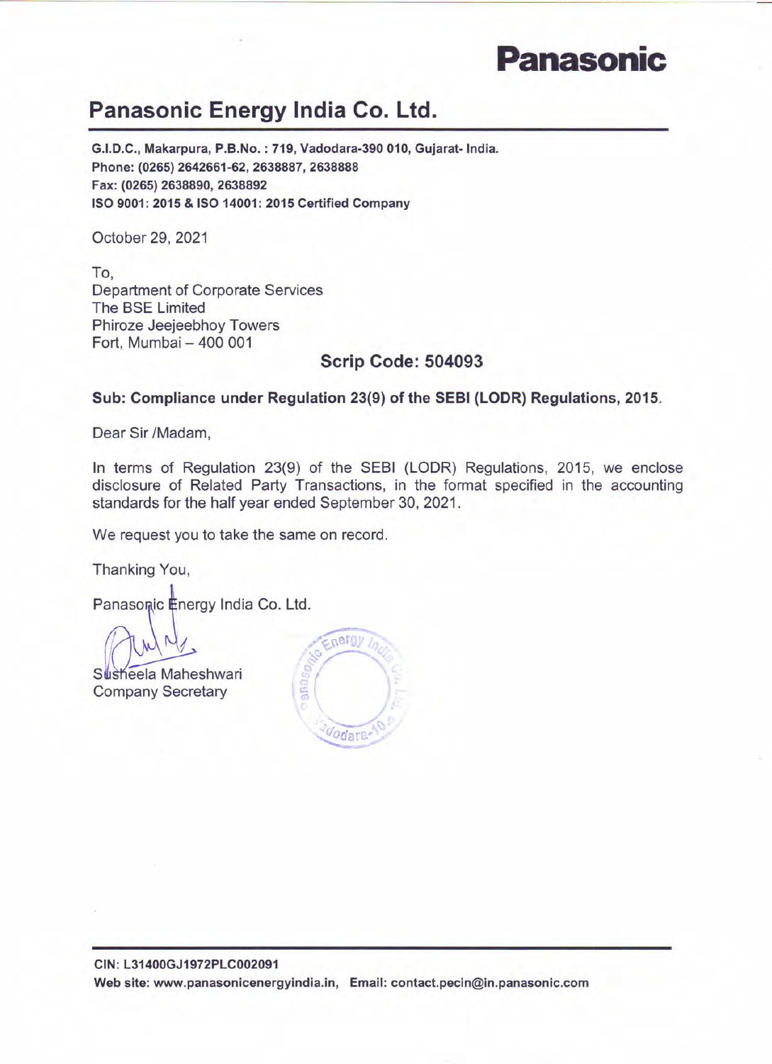# Panasonic

## Panasonic Energy India Co. Ltd.

**G.I.D.C., Makarpura, P.B.No. : 719, Vadodara-390 010, Gujarat- India.**
**Phone: (0265) 2642661-62, 2638887, 2638888**
**Fax: (0265) 2638890, 2638892**
**ISO 9001: 2015 & ISO 14001: 2015 Certified Company**

October 29, 2021

To,
Department of Corporate Services
The BSE Limited
Phiroze Jeejeebhoy Towers
Fort, Mumbai – 400 001

**Scrip Code: 504093**

**Sub: Compliance under Regulation 23(9) of the SEBI (LODR) Regulations, 2015.**

Dear Sir /Madam,

In terms of Regulation 23(9) of the SEBI (LODR) Regulations, 2015, we enclose disclosure of Related Party Transactions, in the format specified in the accounting standards for the half year ended September 30, 2021.

We request you to take the same on record.

Thanking You,

Panasonic Energy India Co. Ltd.

Susheela Maheshwari
Company Secretary

**CIN: L31400GJ1972PLC002091**
**Web site: www.panasonicenergyindia.in, Email: contact.pecin@in.panasonic.com**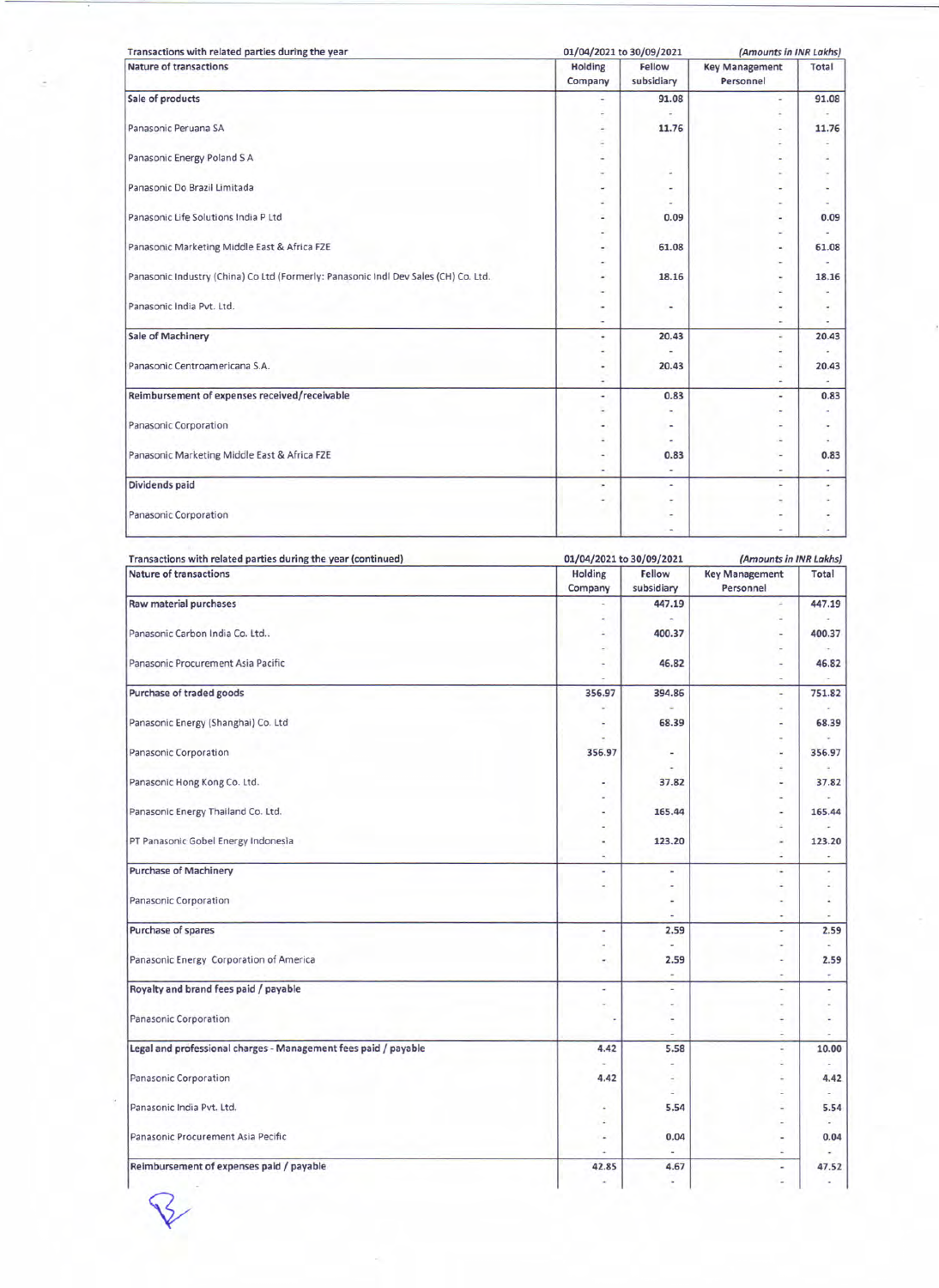| Transactions with related parties during the year | 01/04/2021 to 30/09/2021 | | *(Amounts in INR Lakhs)* | |
|---|---|---|---|---|
| **Nature of transactions** | **Holding Company** | **Fellow subsidiary** | **Key Management Personnel** | **Total** |
| **Sale of products** | - | **91.08** | - | **91.08** |
| Panasonic Peruana SA | - | **11.76** | - | **11.76** |
| Panasonic Energy Poland S A | - | | - | - |
| Panasonic Do Brazil Limitada | - | - | - | - |
| Panasonic Life Solutions India P Ltd | - | **0.09** | - | **0.09** |
| Panasonic Marketing Middle East & Africa FZE | - | **61.08** | - | **61.08** |
| Panasonic Industry (China) Co Ltd (Formerly: Panasonic Indl Dev Sales (CH) Co. Ltd. | - | **18.16** | - | **18.16** |
| Panasonic India Pvt. Ltd. | - | - | - | - |
| **Sale of Machinery** | - | **20.43** | - | **20.43** |
| Panasonic Centroamericana S.A. | - | **20.43** | - | **20.43** |
| **Reimbursement of expenses received/receivable** | - | **0.83** | - | **0.83** |
| Panasonic Corporation | - | - | - | - |
| Panasonic Marketing Middle East & Africa FZE | - | **0.83** | - | **0.83** |
| **Dividends paid** | - | - | - | - |
| Panasonic Corporation | | - | - | - |

| Transactions with related parties during the year (continued) | 01/04/2021 to 30/09/2021 | | *(Amounts in INR Lakhs)* | |
|---|---|---|---|---|
| **Nature of transactions** | **Holding Company** | **Fellow subsidiary** | **Key Management Personnel** | **Total** |
| **Raw material purchases** | - | **447.19** | - | **447.19** |
| Panasonic Carbon India Co. Ltd.. | - | **400.37** | - | **400.37** |
| Panasonic Procurement Asia Pacific | - | **46.82** | - | **46.82** |
| **Purchase of traded goods** | **356.97** | **394.86** | - | **751.82** |
| Panasonic Energy (Shanghai) Co. Ltd | - | **68.39** | - | **68.39** |
| Panasonic Corporation | **356.97** | - | - | **356.97** |
| Panasonic Hong Kong Co. Ltd. | - | **37.82** | - | **37.82** |
| Panasonic Energy Thailand Co. Ltd. | - | **165.44** | - | **165.44** |
| PT Panasonic Gobel Energy Indonesia | - | **123.20** | - | **123.20** |
| **Purchase of Machinery** | - | - | - | - |
| Panasonic Corporation | | - | - | - |
| **Purchase of spares** | - | **2.59** | - | **2.59** |
| Panasonic Energy Corporation of America | - | **2.59** | - | **2.59** |
| **Royalty and brand fees paid / payable** | - | - | - | - |
| Panasonic Corporation | - | - | - | - |
| **Legal and professional charges - Management fees paid / payable** | **4.42** | **5.58** | - | **10.00** |
| Panasonic Corporation | **4.42** | - | - | **4.42** |
| Panasonic India Pvt. Ltd. | - | **5.54** | - | **5.54** |
| Panasonic Procurement Asia Pacific | - | **0.04** | - | **0.04** |
| **Reimbursement of expenses paid / payable** | **42.85** | **4.67** | - | **47.52** |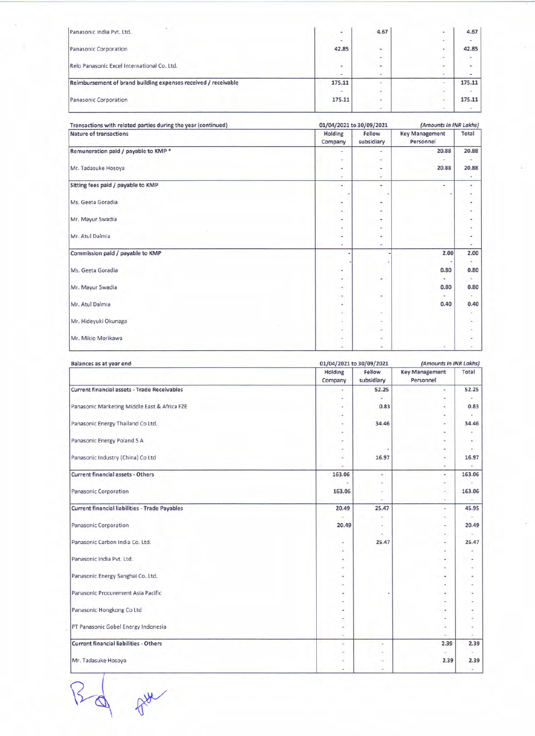| | | | | |
|---|---|---|---|---|
| Panasonic India Pvt. Ltd. | - | 4.67 | - | 4.67 |
| Panasonic Corporation | 42.85 | - | - | 42.85 |
| Relo Panasonic Excel International Co. Ltd. | - | - | - | - |
| **Reimbursement of brand building expenses received / receivable** | 175.11 | - | - | 175.11 |
| Panasonic Corporation | 175.11 | - | - | 175.11 |

**Transactions with related parties during the year (continued)** — 01/04/2021 to 30/09/2021 *(Amounts in INR Lakhs)*

| Nature of transactions | Holding Company | Fellow subsidiary | Key Management Personnel | Total |
|---|---|---|---|---|
| **Remuneration paid / payable to KMP *** | - | - | 20.88 | 20.88 |
| Mr. Tadasuke Hosoya | - | - | 20.88 | 20.88 |
| **Sitting fees paid / payable to KMP** | - | - | - | - |
| Ms. Geeta Goradia | - | - | | - |
| Mr. Mayur Swadia | - | - | | - |
| Mr. Atul Dalmia | - | - | | - |
| **Commission paid / payable to KMP** | - | - | 2.00 | 2.00 |
| Ms. Geeta Goradia | - | | 0.80 | 0.80 |
| Mr. Mayur Swadia | - | - | 0.80 | 0.80 |
| Mr. Atul Dalmia | - | - | 0.40 | 0.40 |
| Mr. Hideyuki Okunaga | - | - | | - |
| Mr. Mikio Morikawa | - | - | | - |

**Balances as at year end** — 01/04/2021 to 30/09/2021 *(Amounts in INR Lakhs)*

| | Holding Company | Fellow subsidiary | Key Management Personnel | Total |
|---|---|---|---|---|
| **Current financial assets - Trade Receivables** | - | 52.25 | - | 52.25 |
| Panasonic Marketing Middle East & Africa FZE | - | 0.83 | - | 0.83 |
| Panasonic Energy Thailand Co Ltd. | - | 34.46 | - | 34.46 |
| Panasonic Energy Poland S A | - | | - | - |
| Panasonic Industry (China) Co Ltd | - | 16.97 | - | 16.97 |
| **Current financial assets - Others** | 163.06 | - | - | 163.06 |
| Panasonic Corporation | 163.06 | - | - | 163.06 |
| **Current financial liabilities - Trade Payables** | 20.49 | 25.47 | - | 45.95 |
| Panasonic Corporation | 20.49 | - | - | 20.49 |
| Panasonic Carbon India Co. Ltd. | - | 25.47 | - | 25.47 |
| Panasonic India Pvt. Ltd. | - | | - | - |
| Panasonic Energy Sanghai Co. Ltd. | - | | - | - |
| Panasonic Procurement Asia Pacific | - | - | - | - |
| Panasonic Hongkong Co Ltd | - | | - | - |
| PT Panasonic Gobel Energy Indonesia | - | | - | - |
| **Current financial liabilities - Others** | - | - | 2.39 | 2.39 |
| Mr. Tadasuke Hosoya | - | - | 2.39 | 2.39 |